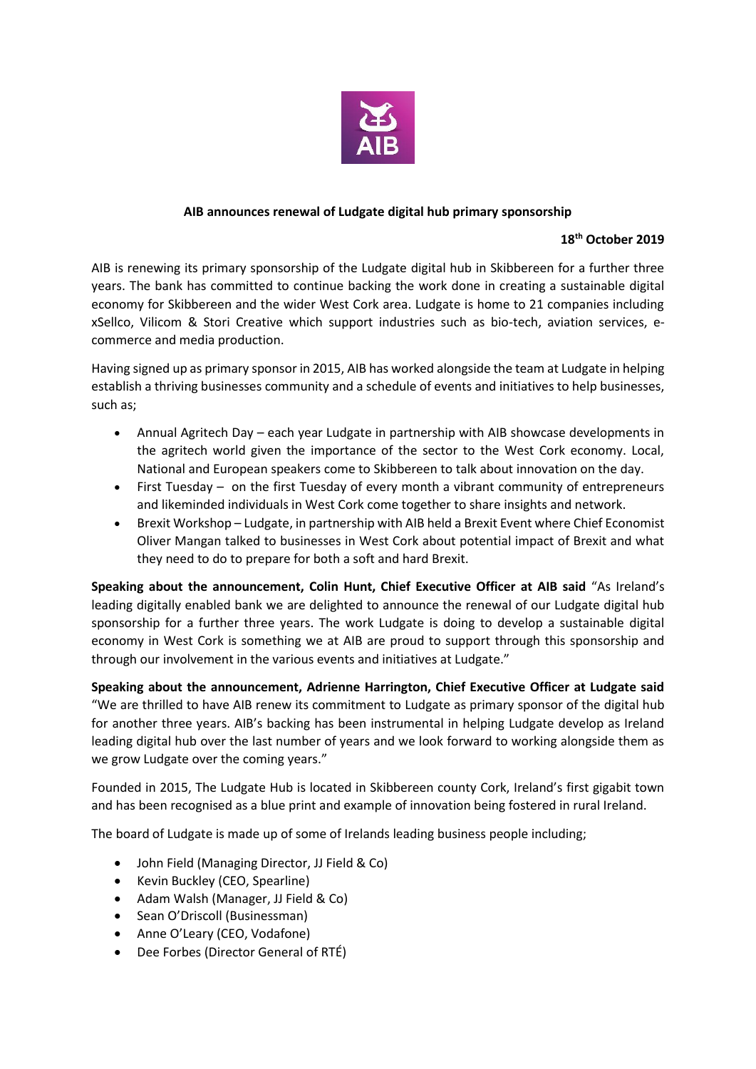**AIB announces renewal of Ludgate digital hub primary sponsorship**

**18th October 2019**

AIB is renewing its primary sponsorship of the Ludgate digital hub in Skibbereen for a further three years. The bank has committed to continue backing the work done in creating a sustainable digital economy for Skibbereen and the wider West Cork area. Ludgate is home to 21 companies including xSellco, Vilicom & Stori Creative which support industries such as bio-tech, aviation services, e-commerce and media production.

Having signed up as primary sponsor in 2015, AIB has worked alongside the team at Ludgate in helping establish a thriving businesses community and a schedule of events and initiatives to help businesses, such as;

- Annual Agritech Day – each year Ludgate in partnership with AIB showcase developments in the agritech world given the importance of the sector to the West Cork economy. Local, National and European speakers come to Skibbereen to talk about innovation on the day.
- First Tuesday – on the first Tuesday of every month a vibrant community of entrepreneurs and likeminded individuals in West Cork come together to share insights and network.
- Brexit Workshop – Ludgate, in partnership with AIB held a Brexit Event where Chief Economist Oliver Mangan talked to businesses in West Cork about potential impact of Brexit and what they need to do to prepare for both a soft and hard Brexit.

**Speaking about the announcement, Colin Hunt, Chief Executive Officer at AIB said** "As Ireland's leading digitally enabled bank we are delighted to announce the renewal of our Ludgate digital hub sponsorship for a further three years. The work Ludgate is doing to develop a sustainable digital economy in West Cork is something we at AIB are proud to support through this sponsorship and through our involvement in the various events and initiatives at Ludgate."

**Speaking about the announcement, Adrienne Harrington, Chief Executive Officer at Ludgate said** "We are thrilled to have AIB renew its commitment to Ludgate as primary sponsor of the digital hub for another three years. AIB's backing has been instrumental in helping Ludgate develop as Ireland leading digital hub over the last number of years and we look forward to working alongside them as we grow Ludgate over the coming years."

Founded in 2015, The Ludgate Hub is located in Skibbereen county Cork, Ireland's first gigabit town and has been recognised as a blue print and example of innovation being fostered in rural Ireland.

The board of Ludgate is made up of some of Irelands leading business people including;

- John Field (Managing Director, JJ Field & Co)
- Kevin Buckley (CEO, Spearline)
- Adam Walsh (Manager, JJ Field & Co)
- Sean O'Driscoll (Businessman)
- Anne O'Leary (CEO, Vodafone)
- Dee Forbes (Director General of RTÉ)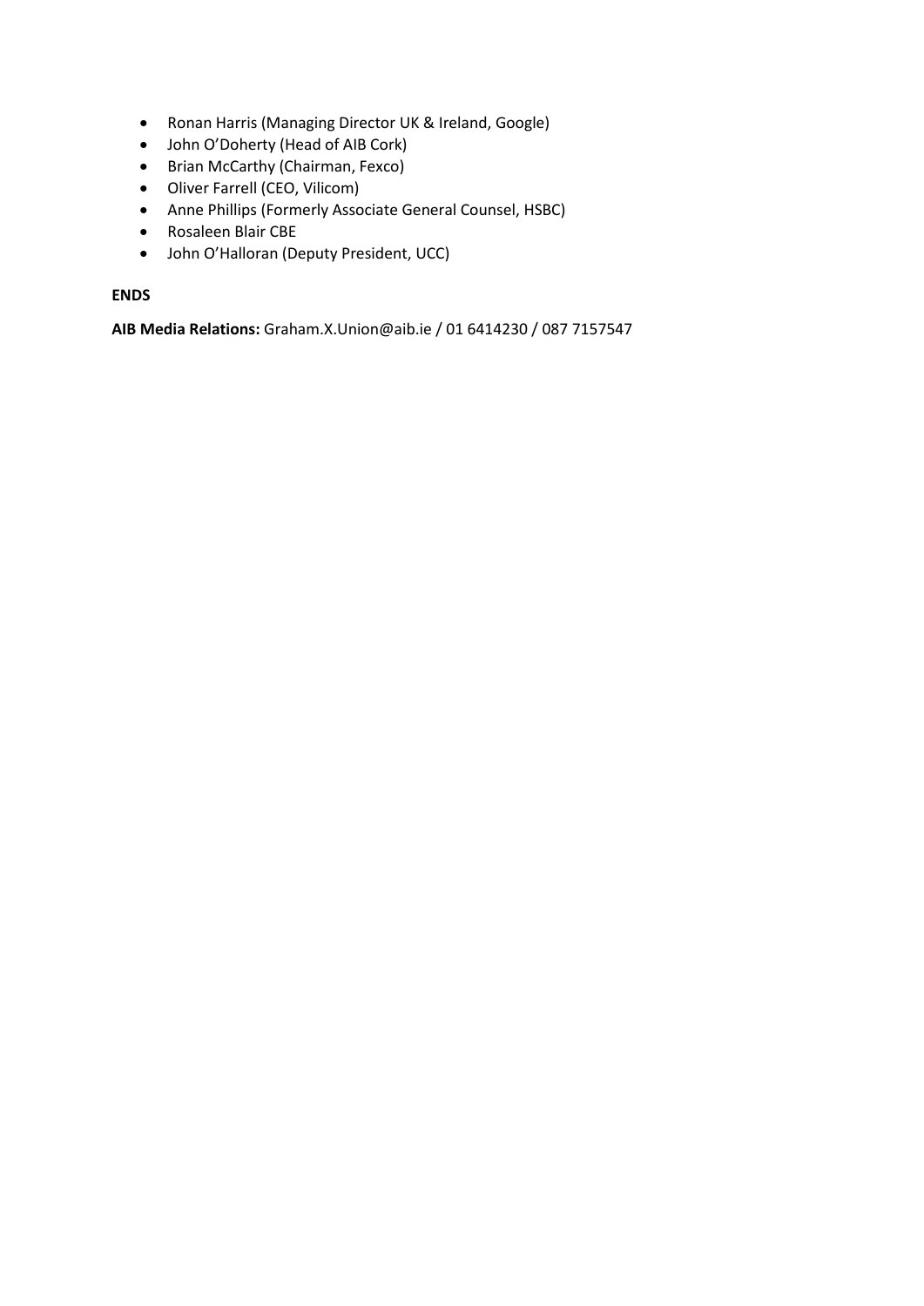- Ronan Harris (Managing Director UK & Ireland, Google)
- John O'Doherty (Head of AIB Cork)
- Brian McCarthy (Chairman, Fexco)
- Oliver Farrell (CEO, Vilicom)
- Anne Phillips (Formerly Associate General Counsel, HSBC)
- Rosaleen Blair CBE
- John O'Halloran (Deputy President, UCC)

**ENDS**

**AIB Media Relations:** Graham.X.Union@aib.ie / 01 6414230 / 087 7157547